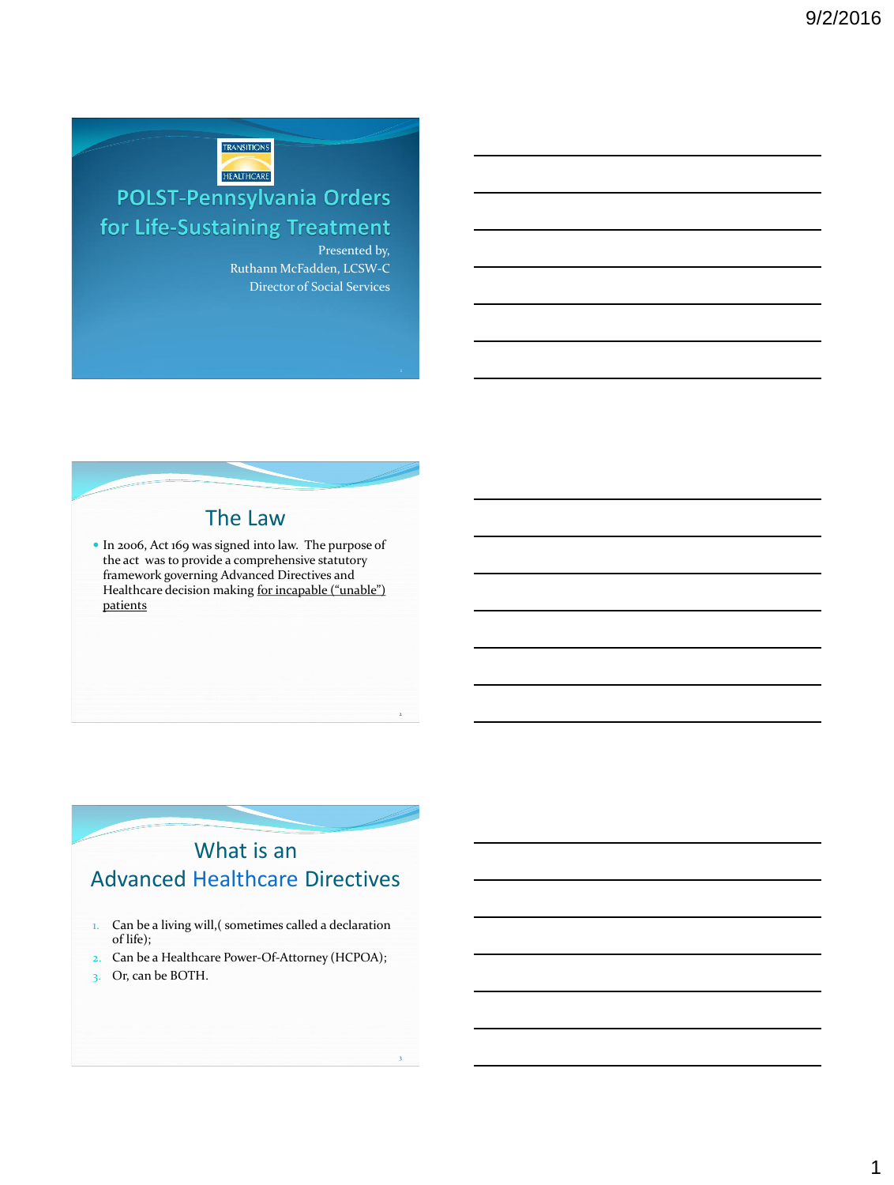# POLST-Pennsylvania Orders for Life-Sustaining Treatment

Presented by,
Ruthann McFadden, LCSW-C
Director of Social Services

## The Law

- In 2006, Act 169 was signed into law. The purpose of the act was to provide a comprehensive statutory framework governing Advanced Directives and Healthcare decision making for incapable ("unable") patients

## What is an Advanced Healthcare Directives

1. Can be a living will,( sometimes called a declaration of life);
2. Can be a Healthcare Power-Of-Attorney (HCPOA);
3. Or, can be BOTH.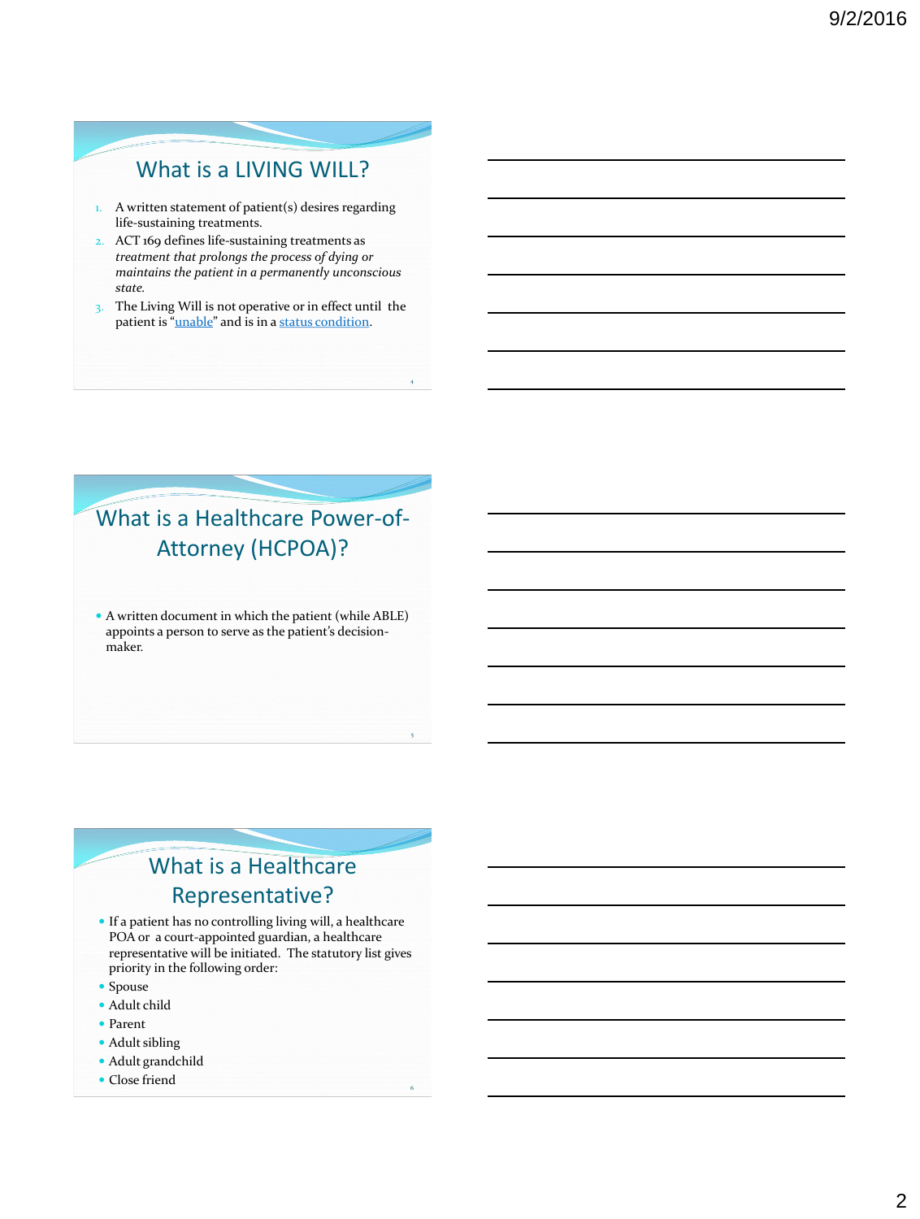## What is a LIVING WILL?

1. A written statement of patient(s) desires regarding life-sustaining treatments.
2. ACT 169 defines life-sustaining treatments as *treatment that prolongs the process of dying or maintains the patient in a permanently unconscious state.*
3. The Living Will is not operative or in effect until the patient is "unable" and is in a status condition.

## What is a Healthcare Power-of-Attorney (HCPOA)?

- A written document in which the patient (while ABLE) appoints a person to serve as the patient's decision-maker.

## What is a Healthcare Representative?

- If a patient has no controlling living will, a healthcare POA or a court-appointed guardian, a healthcare representative will be initiated. The statutory list gives priority in the following order:
- Spouse
- Adult child
- Parent
- Adult sibling
- Adult grandchild
- Close friend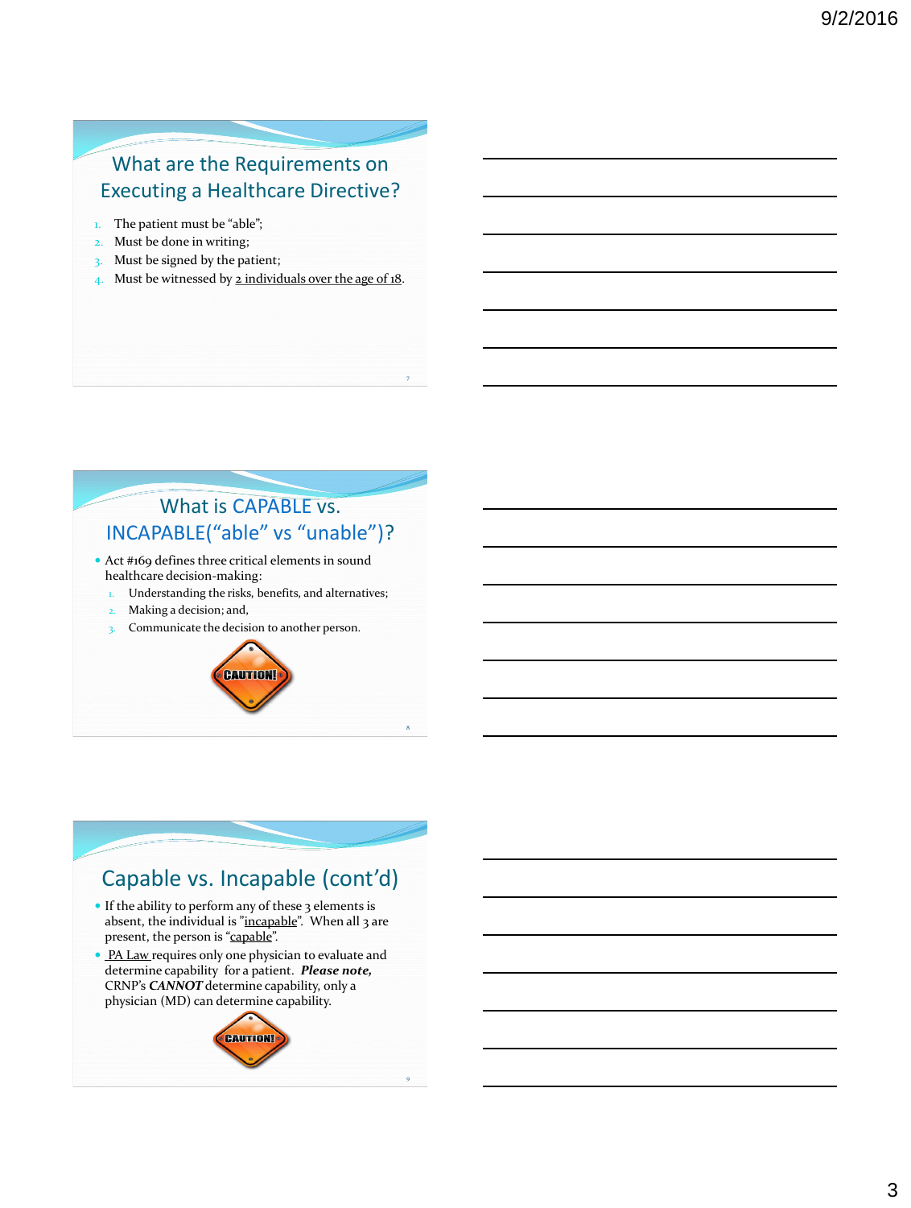## What are the Requirements on Executing a Healthcare Directive?

1. The patient must be "able";
2. Must be done in writing;
3. Must be signed by the patient;
4. Must be witnessed by 2 individuals over the age of 18.

## What is CAPABLE vs. INCAPABLE("able" vs "unable")?

- Act #169 defines three critical elements in sound healthcare decision-making:
  1. Understanding the risks, benefits, and alternatives;
  2. Making a decision; and,
  3. Communicate the decision to another person.

CAUTION!

## Capable vs. Incapable (cont'd)

- If the ability to perform any of these 3 elements is absent, the individual is "incapable". When all 3 are present, the person is "capable".
- PA Law requires only one physician to evaluate and determine capability for a patient. ***Please note,*** CRNP's ***CANNOT*** determine capability, only a physician (MD) can determine capability.

CAUTION!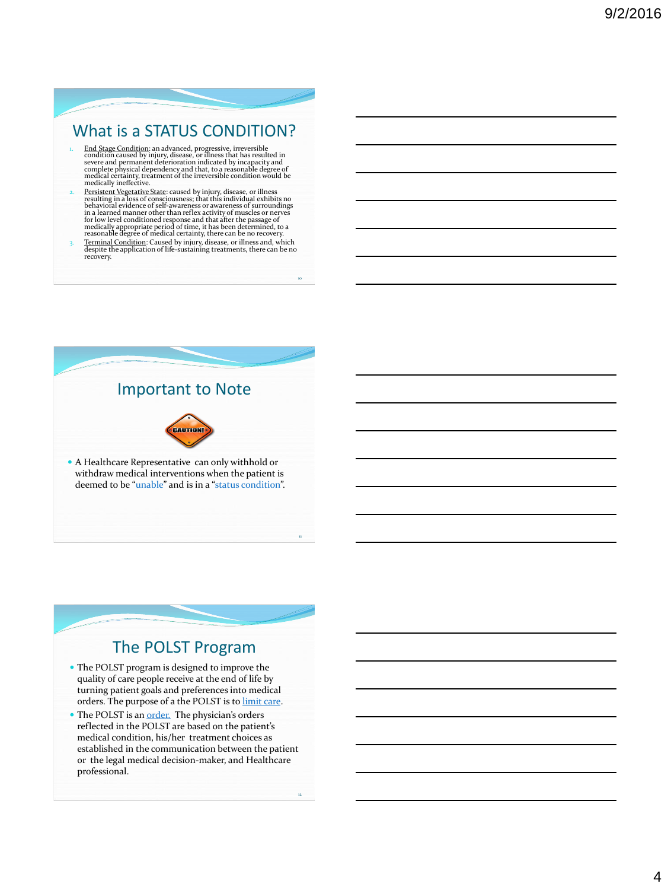## What is a STATUS CONDITION?

1. End Stage Condition: an advanced, progressive, irreversible condition caused by injury, disease, or illness that has resulted in severe and permanent deterioration indicated by incapacity and complete physical dependency and that, to a reasonable degree of medical certainty, treatment of the irreversible condition would be medically ineffective.
2. Persistent Vegetative State: caused by injury, disease, or illness resulting in a loss of consciousness; that this individual exhibits no behavioral evidence of self-awareness or awareness of surroundings in a learned manner other than reflex activity of muscles or nerves for low level conditioned response and that after the passage of medically appropriate period of time, it has been determined, to a reasonable degree of medical certainty, there can be no recovery.
3. Terminal Condition: Caused by injury, disease, or illness and, which despite the application of life-sustaining treatments, there can be no recovery.

## Important to Note

CAUTION!

- A Healthcare Representative can only withhold or withdraw medical interventions when the patient is deemed to be "unable" and is in a "status condition".

## The POLST Program

- The POLST program is designed to improve the quality of care people receive at the end of life by turning patient goals and preferences into medical orders. The purpose of a the POLST is to limit care.
- The POLST is an order. The physician's orders reflected in the POLST are based on the patient's medical condition, his/her treatment choices as established in the communication between the patient or the legal medical decision-maker, and Healthcare professional.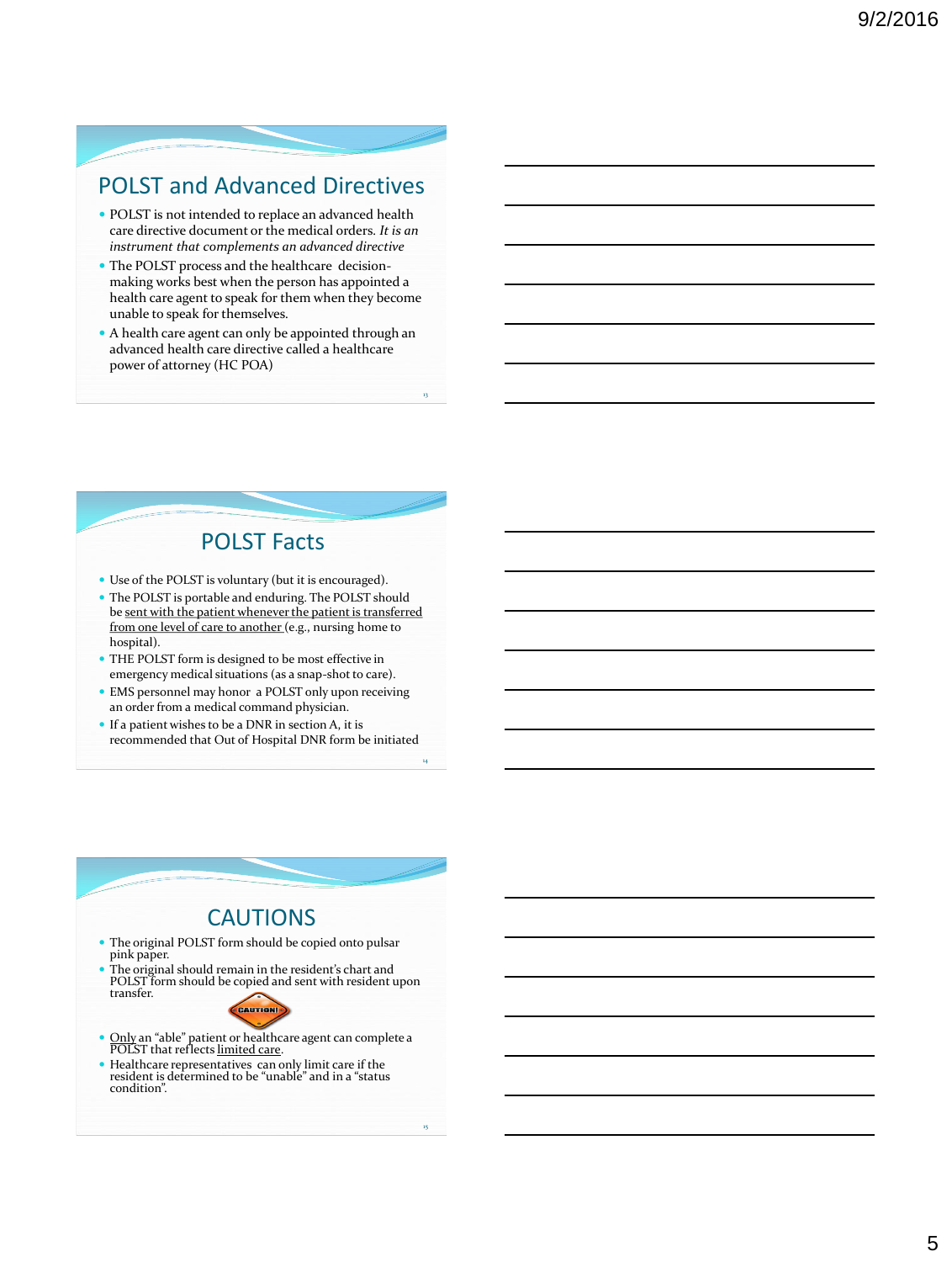## POLST and Advanced Directives

- POLST is not intended to replace an advanced health care directive document or the medical orders. *It is an instrument that complements an advanced directive*
- The POLST process and the healthcare decision-making works best when the person has appointed a health care agent to speak for them when they become unable to speak for themselves.
- A health care agent can only be appointed through an advanced health care directive called a healthcare power of attorney (HC POA)

## POLST Facts

- Use of the POLST is voluntary (but it is encouraged).
- The POLST is portable and enduring. The POLST should be <u>sent with the patient whenever the patient is transferred from one level of care to another</u> (e.g., nursing home to hospital).
- THE POLST form is designed to be most effective in emergency medical situations (as a snap-shot to care).
- EMS personnel may honor a POLST only upon receiving an order from a medical command physician.
- If a patient wishes to be a DNR in section A, it is recommended that Out of Hospital DNR form be initiated

## CAUTIONS

- The original POLST form should be copied onto pulsar pink paper.
- The original should remain in the resident's chart and POLST form should be copied and sent with resident upon transfer.

CAUTION!

- <u>Only</u> an "able" patient or healthcare agent can complete a POLST that reflects <u>limited care</u>.
- Healthcare representatives can only limit care if the resident is determined to be "unable" and in a "status condition".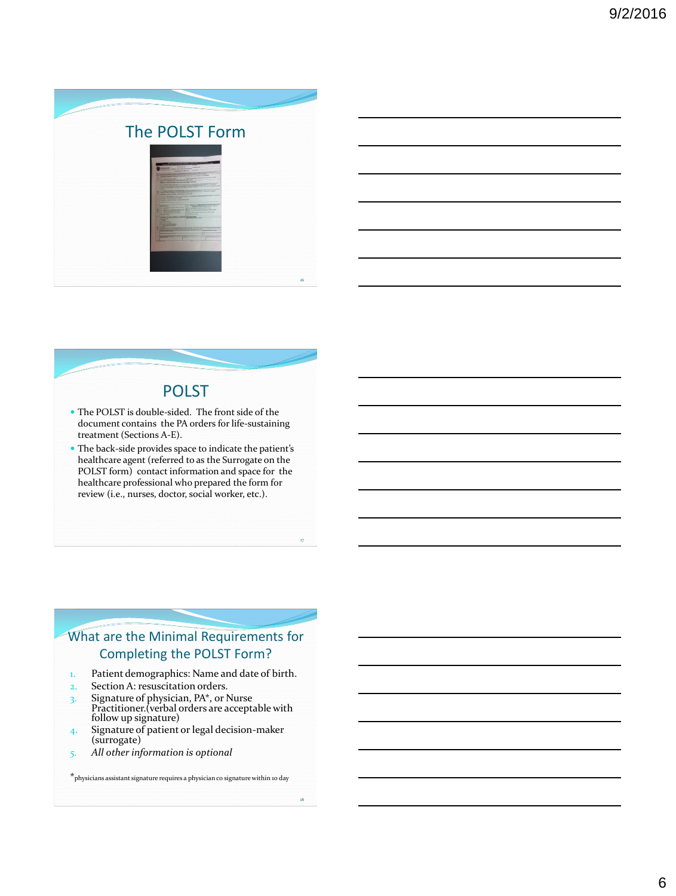## The POLST Form

## POLST

- The POLST is double-sided. The front side of the document contains the PA orders for life-sustaining treatment (Sections A-E).
- The back-side provides space to indicate the patient's healthcare agent (referred to as the Surrogate on the POLST form) contact information and space for the healthcare professional who prepared the form for review (i.e., nurses, doctor, social worker, etc.).

## What are the Minimal Requirements for Completing the POLST Form?

1. Patient demographics: Name and date of birth.
2. Section A: resuscitation orders.
3. Signature of physician, PA*, or Nurse Practitioner.(verbal orders are acceptable with follow up signature)
4. Signature of patient or legal decision-maker (surrogate)
5. *All other information is optional*

*physicians assistant signature requires a physician co signature within 10 day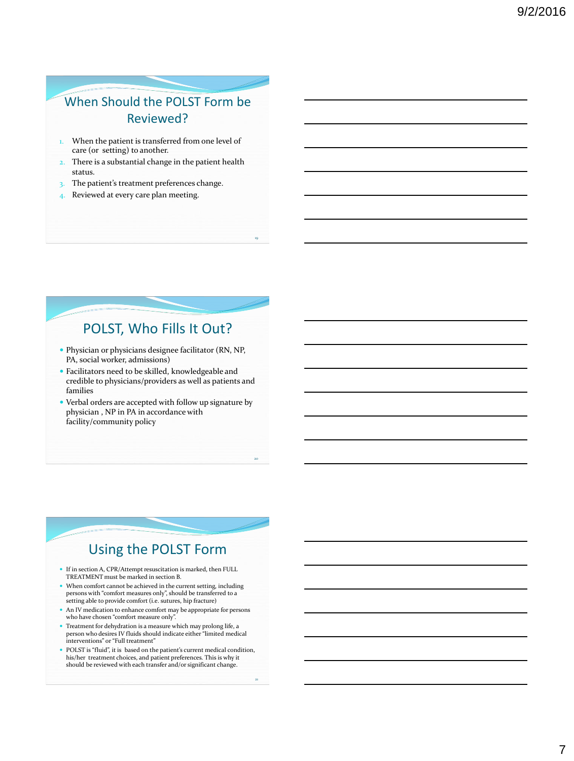## When Should the POLST Form be Reviewed?

1. When the patient is transferred from one level of care (or setting) to another.
2. There is a substantial change in the patient health status.
3. The patient's treatment preferences change.
4. Reviewed at every care plan meeting.

## POLST, Who Fills It Out?

- Physician or physicians designee facilitator (RN, NP, PA, social worker, admissions)
- Facilitators need to be skilled, knowledgeable and credible to physicians/providers as well as patients and families
- Verbal orders are accepted with follow up signature by physician , NP in PA in accordance with facility/community policy

## Using the POLST Form

- If in section A, CPR/Attempt resuscitation is marked, then FULL TREATMENT must be marked in section B.
- When comfort cannot be achieved in the current setting, including persons with "comfort measures only", should be transferred to a setting able to provide comfort (i.e. sutures, hip fracture)
- An IV medication to enhance comfort may be appropriate for persons who have chosen "comfort measure only".
- Treatment for dehydration is a measure which may prolong life, a person who desires IV fluids should indicate either "limited medical interventions" or "Full treatment"
- POLST is "fluid", it is based on the patient's current medical condition, his/her treatment choices, and patient preferences. This is why it should be reviewed with each transfer and/or significant change.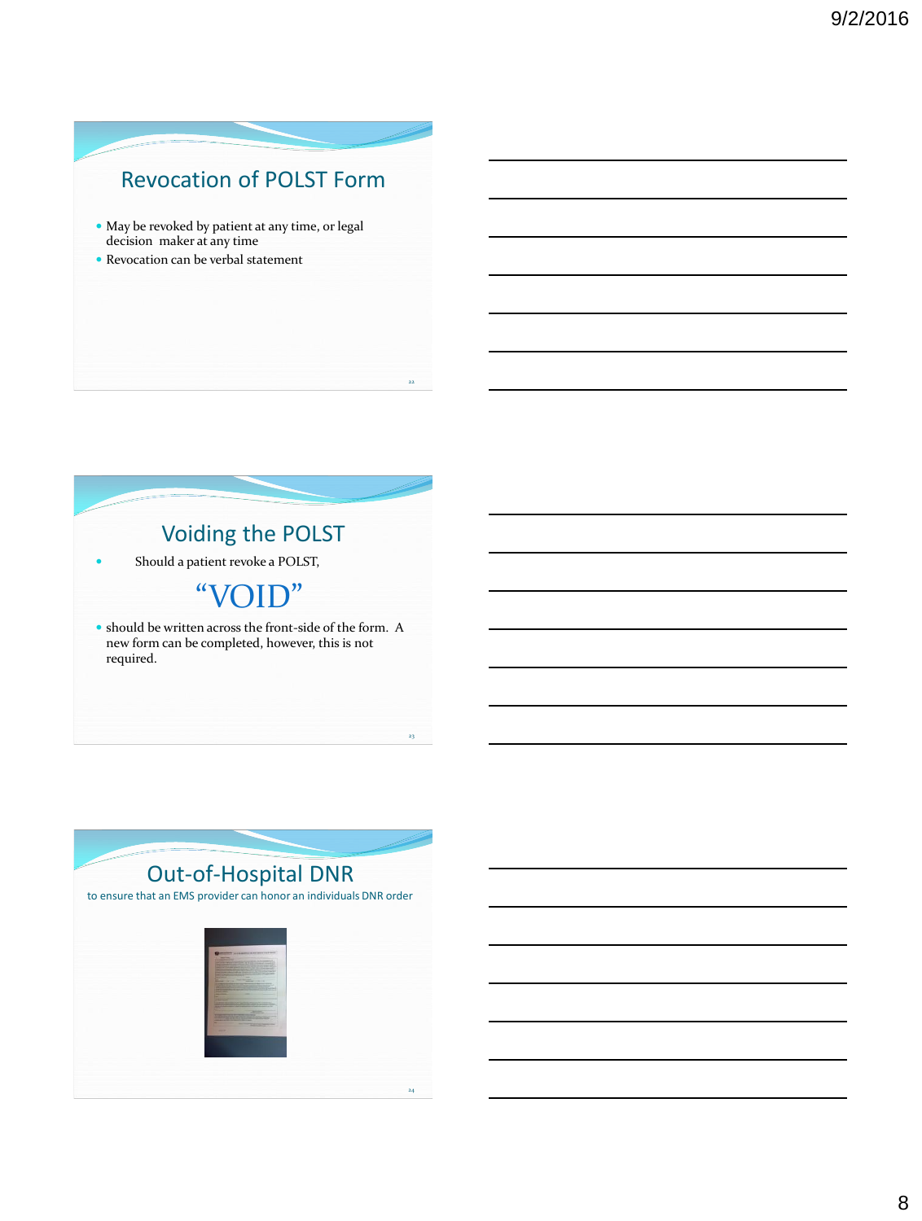## Revocation of POLST Form

- May be revoked by patient at any time, or legal decision maker at any time
- Revocation can be verbal statement

## Voiding the POLST

- Should a patient revoke a POLST,

"VOID"

- should be written across the front-side of the form. A new form can be completed, however, this is not required.

## Out-of-Hospital DNR

to ensure that an EMS provider can honor an individuals DNR order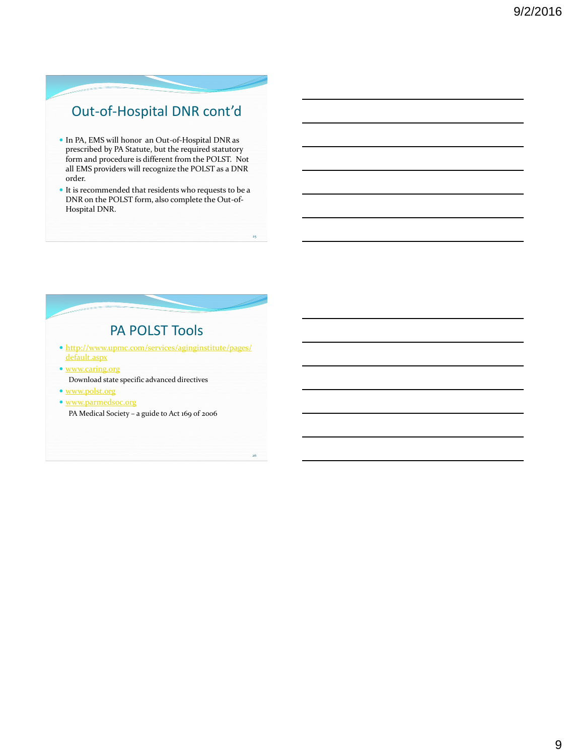## Out-of-Hospital DNR cont'd

- In PA, EMS will honor an Out-of-Hospital DNR as prescribed by PA Statute, but the required statutory form and procedure is different from the POLST. Not all EMS providers will recognize the POLST as a DNR order.
- It is recommended that residents who requests to be a DNR on the POLST form, also complete the Out-of-Hospital DNR.

## PA POLST Tools

- http://www.upmc.com/services/aginginstitute/pages/default.aspx
- www.caring.org
  Download state specific advanced directives
- www.polst.org
- www.parmedsoc.org
  PA Medical Society – a guide to Act 169 of 2006